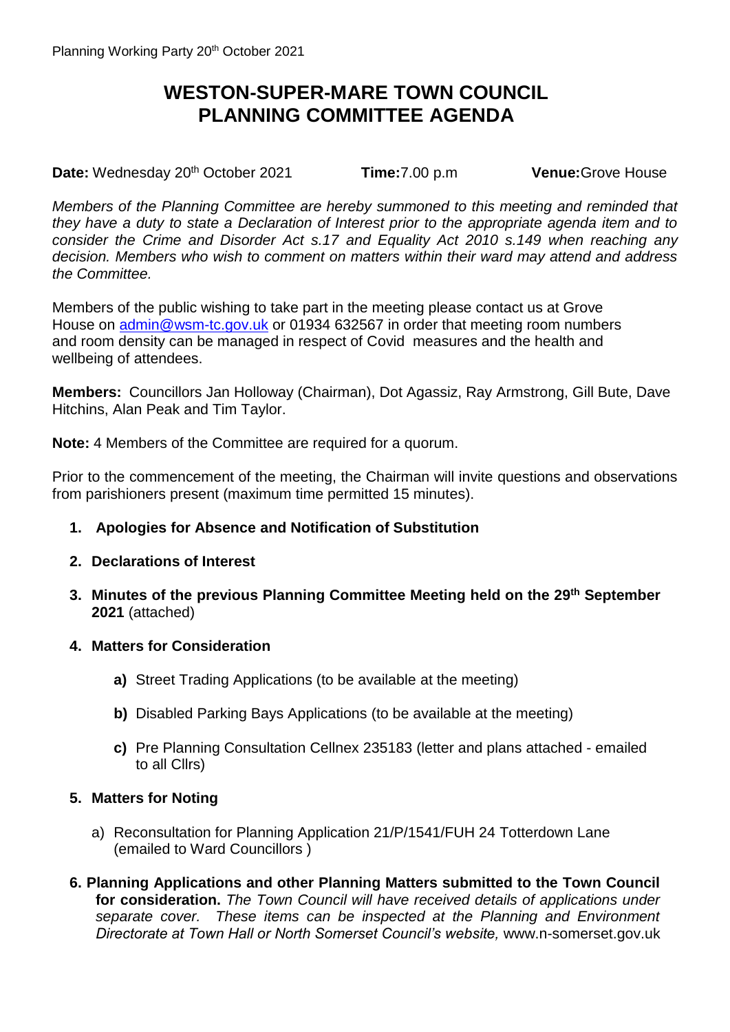# WESTON-SUPER-MARE TOWN COUNCIL
# PLANNING COMMITTEE AGENDA

**Date:** Wednesday 20th October 2021 **Time:** 7.00 p.m **Venue:** Grove House

*Members of the Planning Committee are hereby summoned to this meeting and reminded that they have a duty to state a Declaration of Interest prior to the appropriate agenda item and to consider the Crime and Disorder Act s.17 and Equality Act 2010 s.149 when reaching any decision. Members who wish to comment on matters within their ward may attend and address the Committee.*

Members of the public wishing to take part in the meeting please contact us at Grove House on admin@wsm-tc.gov.uk or 01934 632567 in order that meeting room numbers and room density can be managed in respect of Covid measures and the health and wellbeing of attendees.

**Members:** Councillors Jan Holloway (Chairman), Dot Agassiz, Ray Armstrong, Gill Bute, Dave Hitchins, Alan Peak and Tim Taylor.

**Note:** 4 Members of the Committee are required for a quorum.

Prior to the commencement of the meeting, the Chairman will invite questions and observations from parishioners present (maximum time permitted 15 minutes).

1. **Apologies for Absence and Notification of Substitution**

2. **Declarations of Interest**

3. **Minutes of the previous Planning Committee Meeting held on the 29th September 2021** (attached)

4. **Matters for Consideration**

   **a)** Street Trading Applications (to be available at the meeting)

   **b)** Disabled Parking Bays Applications (to be available at the meeting)

   **c)** Pre Planning Consultation Cellnex 235183 (letter and plans attached - emailed to all Cllrs)

5. **Matters for Noting**

   a) Reconsultation for Planning Application 21/P/1541/FUH 24 Totterdown Lane (emailed to Ward Councillors )

6. **Planning Applications and other Planning Matters submitted to the Town Council for consideration.** *The Town Council will have received details of applications under separate cover. These items can be inspected at the Planning and Environment Directorate at Town Hall or North Somerset Council's website,* www.n-somerset.gov.uk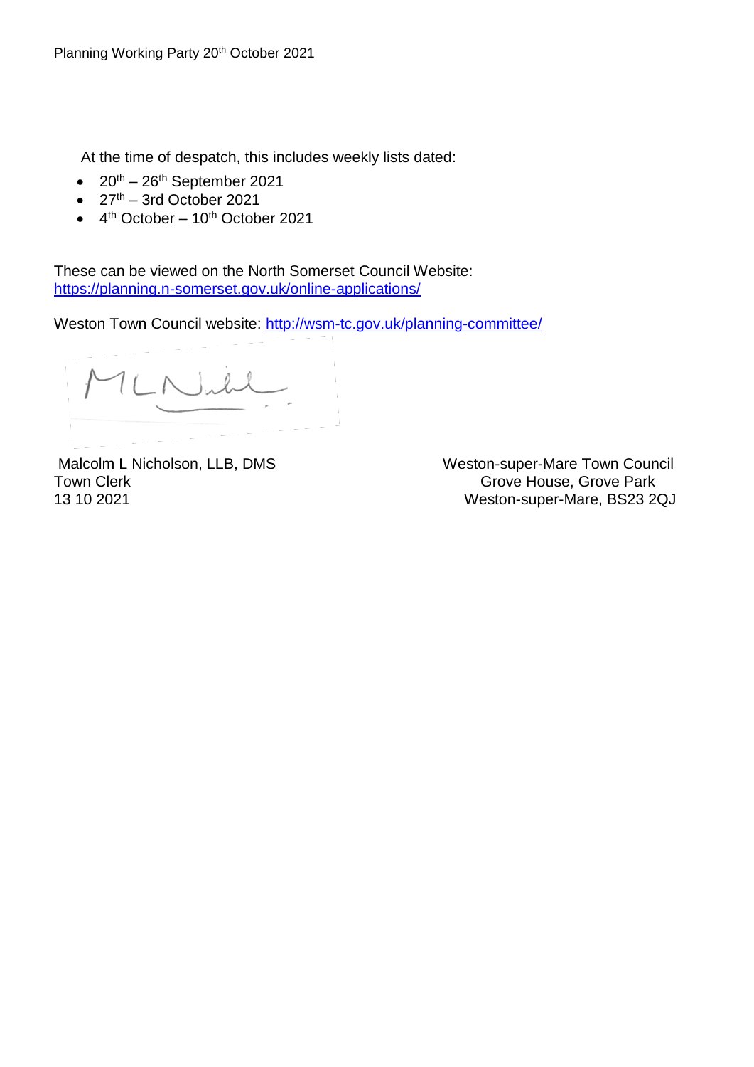At the time of despatch, this includes weekly lists dated:

- 20th – 26th September 2021
- 27th – 3rd October 2021
- 4th October – 10th October 2021

These can be viewed on the North Somerset Council Website:
https://planning.n-somerset.gov.uk/online-applications/

Weston Town Council website: http://wsm-tc.gov.uk/planning-committee/

Malcolm L Nicholson, LLB, DMS
Town Clerk
13 10 2021

Weston-super-Mare Town Council
Grove House, Grove Park
Weston-super-Mare, BS23 2QJ